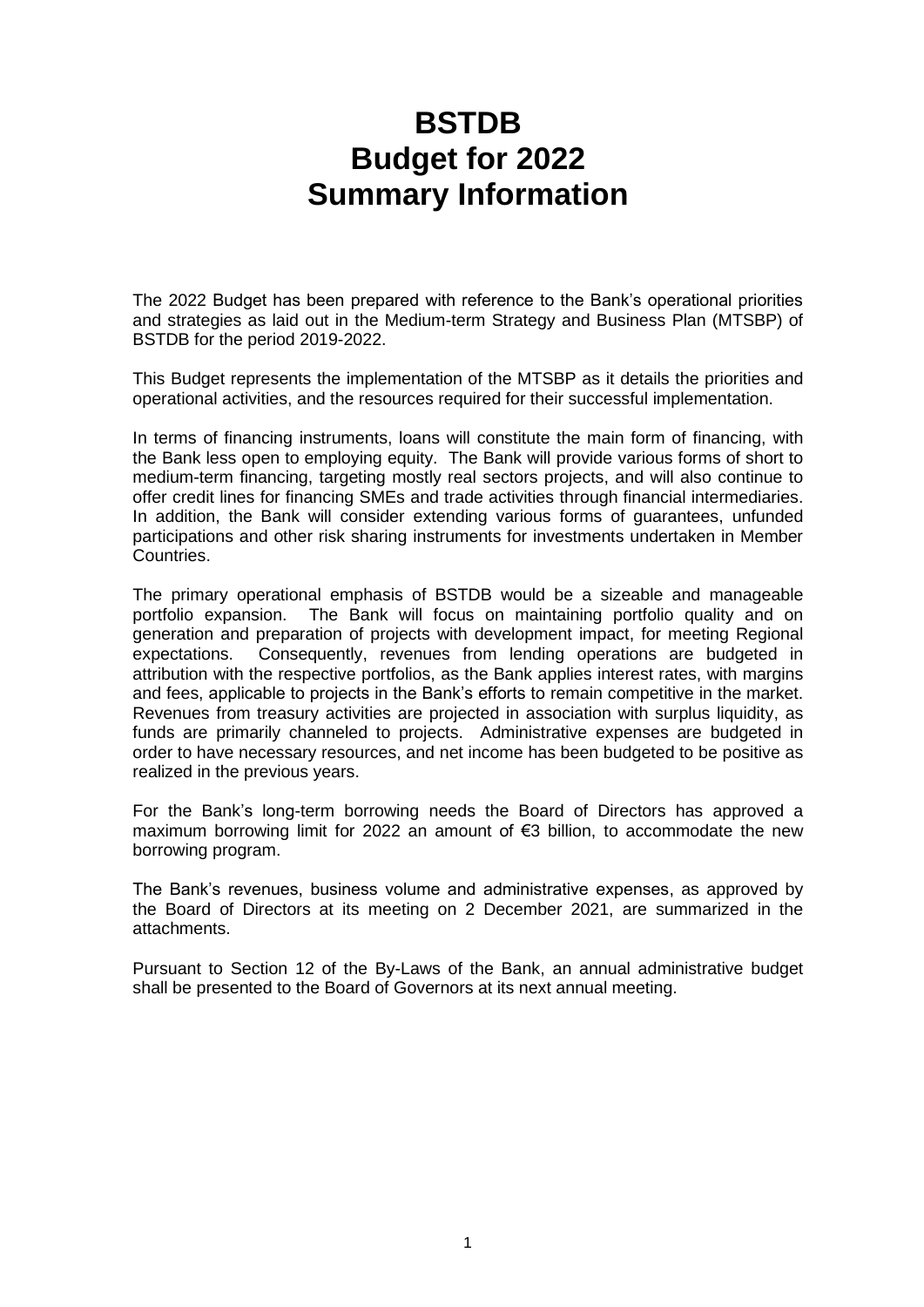# BSTDB
# Budget for 2022
# Summary Information

The 2022 Budget has been prepared with reference to the Bank's operational priorities and strategies as laid out in the Medium-term Strategy and Business Plan (MTSBP) of BSTDB for the period 2019-2022.

This Budget represents the implementation of the MTSBP as it details the priorities and operational activities, and the resources required for their successful implementation.

In terms of financing instruments, loans will constitute the main form of financing, with the Bank less open to employing equity. The Bank will provide various forms of short to medium-term financing, targeting mostly real sectors projects, and will also continue to offer credit lines for financing SMEs and trade activities through financial intermediaries. In addition, the Bank will consider extending various forms of guarantees, unfunded participations and other risk sharing instruments for investments undertaken in Member Countries.

The primary operational emphasis of BSTDB would be a sizeable and manageable portfolio expansion. The Bank will focus on maintaining portfolio quality and on generation and preparation of projects with development impact, for meeting Regional expectations. Consequently, revenues from lending operations are budgeted in attribution with the respective portfolios, as the Bank applies interest rates, with margins and fees, applicable to projects in the Bank's efforts to remain competitive in the market. Revenues from treasury activities are projected in association with surplus liquidity, as funds are primarily channeled to projects. Administrative expenses are budgeted in order to have necessary resources, and net income has been budgeted to be positive as realized in the previous years.

For the Bank's long-term borrowing needs the Board of Directors has approved a maximum borrowing limit for 2022 an amount of €3 billion, to accommodate the new borrowing program.

The Bank's revenues, business volume and administrative expenses, as approved by the Board of Directors at its meeting on 2 December 2021, are summarized in the attachments.

Pursuant to Section 12 of the By-Laws of the Bank, an annual administrative budget shall be presented to the Board of Governors at its next annual meeting.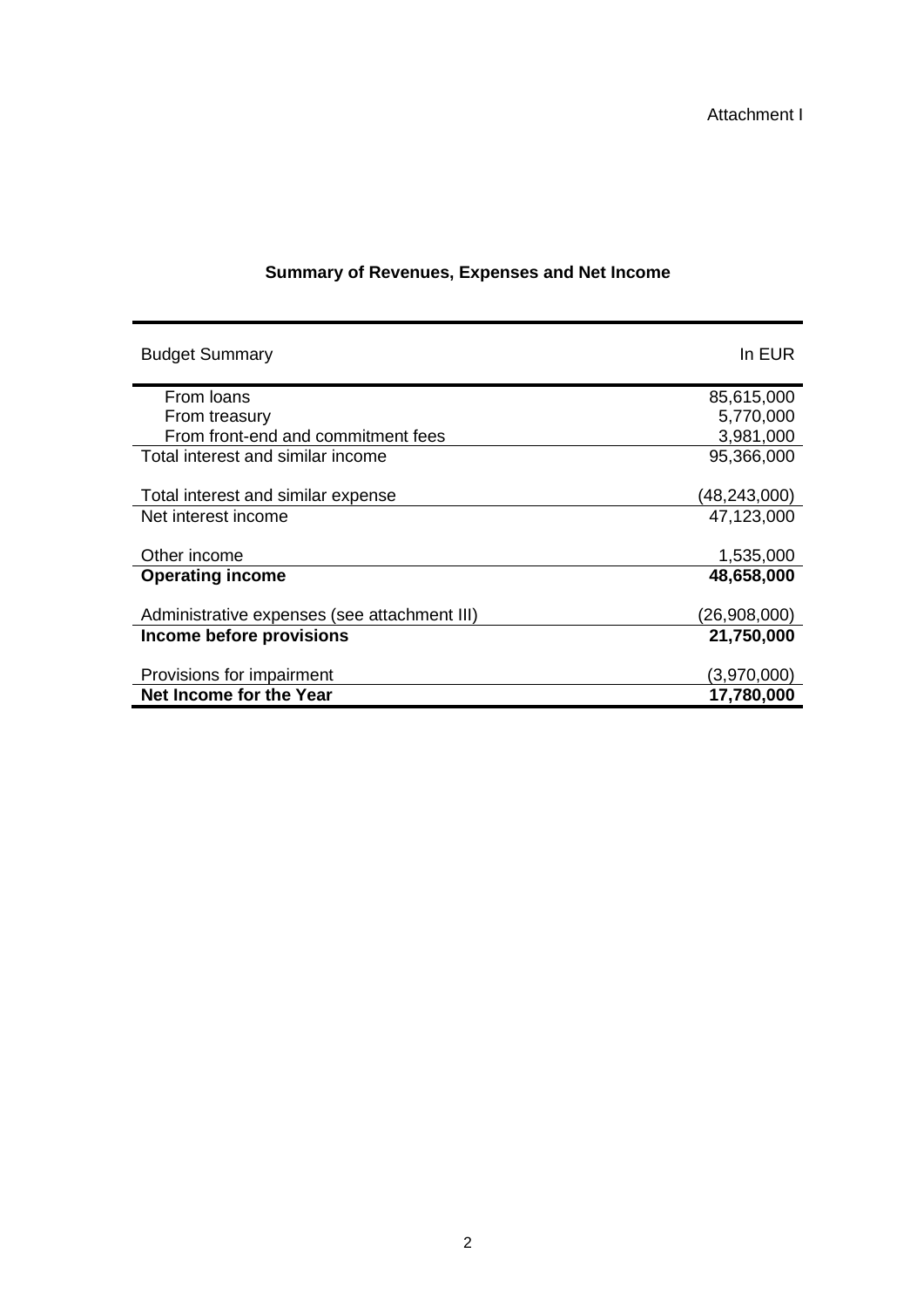Attachment I

## Summary of Revenues, Expenses and Net Income

| Budget Summary | In EUR |
|---|---|
| From loans | 85,615,000 |
| From treasury | 5,770,000 |
| From front-end and commitment fees | 3,981,000 |
| Total interest and similar income | 95,366,000 |
| | |
| Total interest and similar expense | (48,243,000) |
| Net interest income | 47,123,000 |
| | |
| Other income | 1,535,000 |
| **Operating income** | **48,658,000** |
| | |
| Administrative expenses (see attachment III) | (26,908,000) |
| **Income before provisions** | **21,750,000** |
| | |
| Provisions for impairment | (3,970,000) |
| **Net Income for the Year** | **17,780,000** |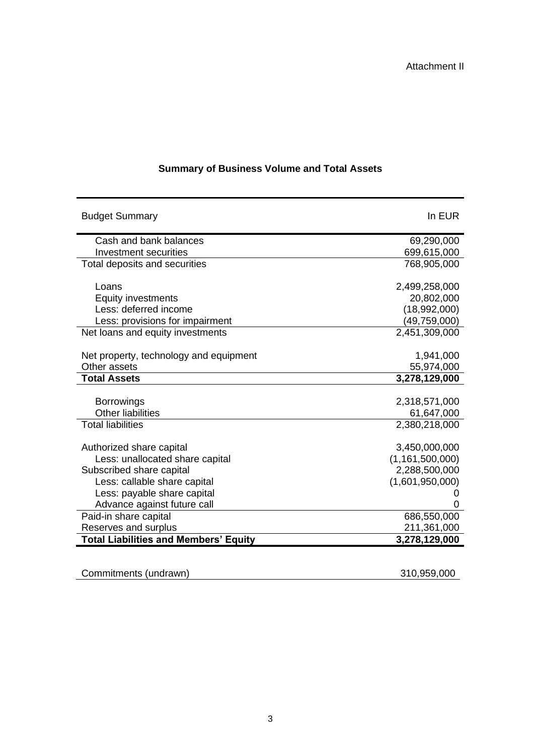Attachment II

## Summary of Business Volume and Total Assets

| Budget Summary | In EUR |
|---|---|
| Cash and bank balances | 69,290,000 |
| Investment securities | 699,615,000 |
| Total deposits and securities | 768,905,000 |
| | |
| Loans | 2,499,258,000 |
| Equity investments | 20,802,000 |
| Less: deferred income | (18,992,000) |
| Less: provisions for impairment | (49,759,000) |
| Net loans and equity investments | 2,451,309,000 |
| | |
| Net property, technology and equipment | 1,941,000 |
| Other assets | 55,974,000 |
| **Total Assets** | **3,278,129,000** |
| | |
| Borrowings | 2,318,571,000 |
| Other liabilities | 61,647,000 |
| Total liabilities | 2,380,218,000 |
| | |
| Authorized share capital | 3,450,000,000 |
| Less: unallocated share capital | (1,161,500,000) |
| Subscribed share capital | 2,288,500,000 |
| Less: callable share capital | (1,601,950,000) |
| Less: payable share capital | 0 |
| Advance against future call | 0 |
| Paid-in share capital | 686,550,000 |
| Reserves and surplus | 211,361,000 |
| **Total Liabilities and Members' Equity** | **3,278,129,000** |

| Commitments (undrawn) | 310,959,000 |
|---|---|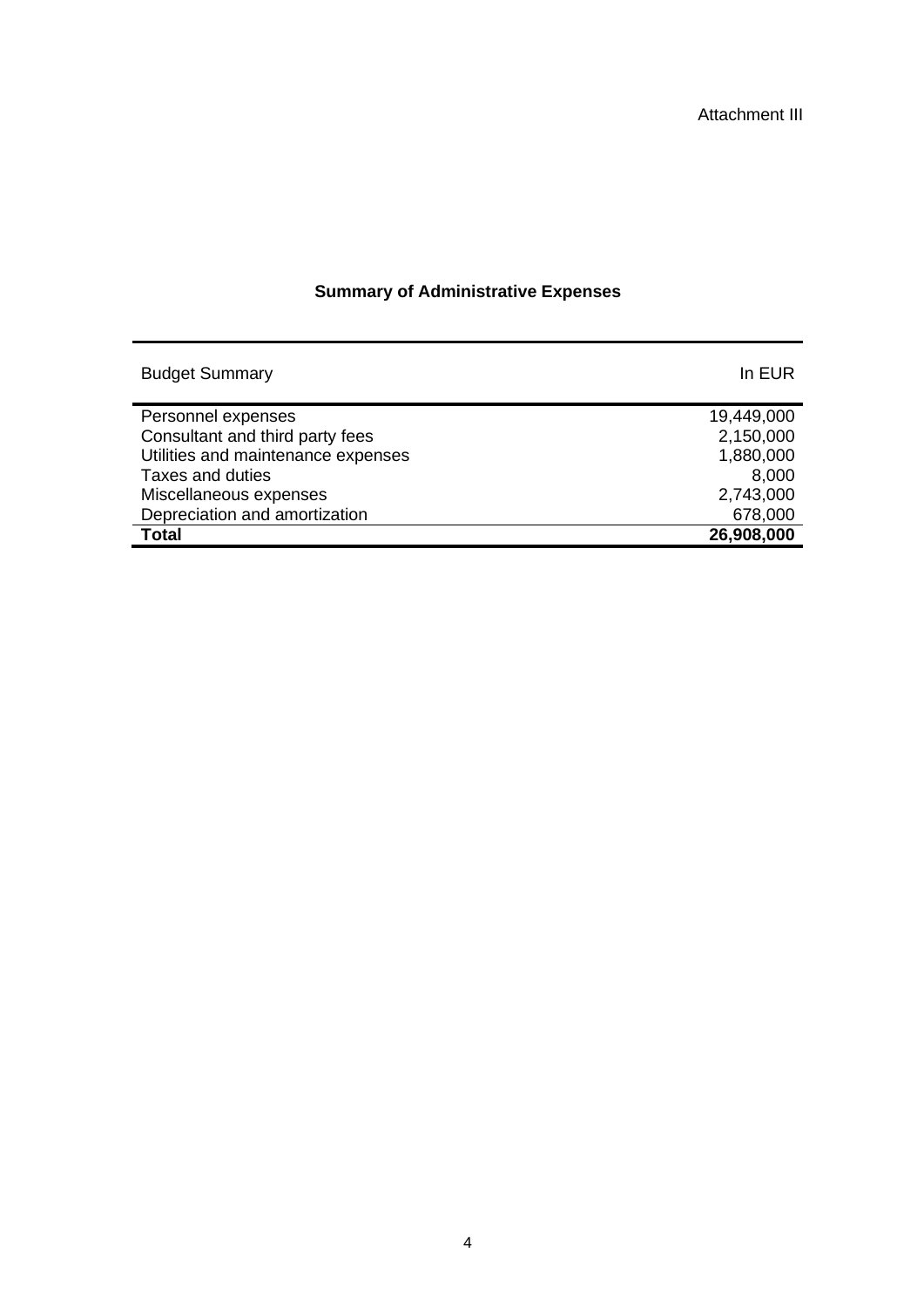Attachment III

## Summary of Administrative Expenses

| Budget Summary | In EUR |
|---|---|
| Personnel expenses | 19,449,000 |
| Consultant and third party fees | 2,150,000 |
| Utilities and maintenance expenses | 1,880,000 |
| Taxes and duties | 8,000 |
| Miscellaneous expenses | 2,743,000 |
| Depreciation and amortization | 678,000 |
| **Total** | **26,908,000** |